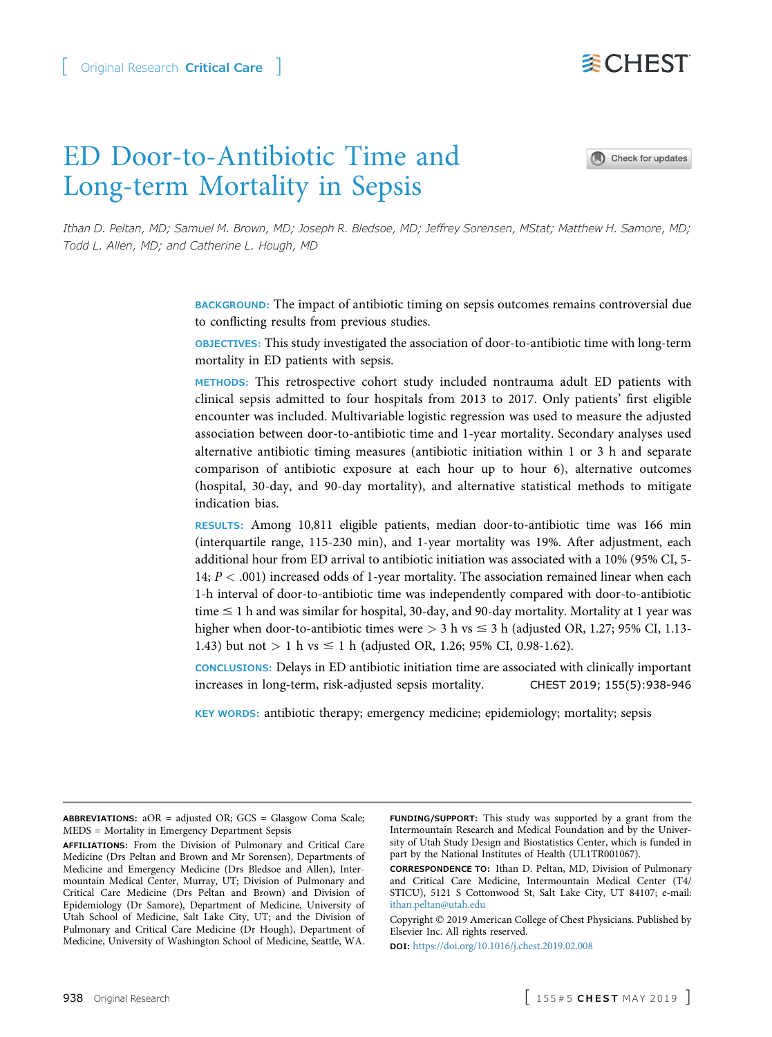Original Research Critical Care

# ED Door-to-Antibiotic Time and Long-term Mortality in Sepsis

Ithan D. Peltan, MD; Samuel M. Brown, MD; Joseph R. Bledsoe, MD; Jeffrey Sorensen, MStat; Matthew H. Samore, MD; Todd L. Allen, MD; and Catherine L. Hough, MD

**BACKGROUND:** The impact of antibiotic timing on sepsis outcomes remains controversial due to conflicting results from previous studies.

**OBJECTIVES:** This study investigated the association of door-to-antibiotic time with long-term mortality in ED patients with sepsis.

**METHODS:** This retrospective cohort study included nontrauma adult ED patients with clinical sepsis admitted to four hospitals from 2013 to 2017. Only patients' first eligible encounter was included. Multivariable logistic regression was used to measure the adjusted association between door-to-antibiotic time and 1-year mortality. Secondary analyses used alternative antibiotic timing measures (antibiotic initiation within 1 or 3 h and separate comparison of antibiotic exposure at each hour up to hour 6), alternative outcomes (hospital, 30-day, and 90-day mortality), and alternative statistical methods to mitigate indication bias.

**RESULTS:** Among 10,811 eligible patients, median door-to-antibiotic time was 166 min (interquartile range, 115-230 min), and 1-year mortality was 19%. After adjustment, each additional hour from ED arrival to antibiotic initiation was associated with a 10% (95% CI, 5-14; $P < .001$) increased odds of 1-year mortality. The association remained linear when each 1-h interval of door-to-antibiotic time was independently compared with door-to-antibiotic time $\leq$ 1 h and was similar for hospital, 30-day, and 90-day mortality. Mortality at 1 year was higher when door-to-antibiotic times were $>$ 3 h vs $\leq$ 3 h (adjusted OR, 1.27; 95% CI, 1.13-1.43) but not $>$ 1 h vs $\leq$ 1 h (adjusted OR, 1.26; 95% CI, 0.98-1.62).

**CONCLUSIONS:** Delays in ED antibiotic initiation time are associated with clinically important increases in long-term, risk-adjusted sepsis mortality. CHEST 2019; 155(5):938-946

**KEY WORDS:** antibiotic therapy; emergency medicine; epidemiology; mortality; sepsis

---

**ABBREVIATIONS:** aOR = adjusted OR; GCS = Glasgow Coma Scale; MEDS = Mortality in Emergency Department Sepsis

**AFFILIATIONS:** From the Division of Pulmonary and Critical Care Medicine (Drs Peltan and Brown and Mr Sorensen), Departments of Medicine and Emergency Medicine (Drs Bledsoe and Allen), Intermountain Medical Center, Murray, UT; Division of Pulmonary and Critical Care Medicine (Drs Peltan and Brown) and Division of Epidemiology (Dr Samore), Department of Medicine, University of Utah School of Medicine, Salt Lake City, UT; and the Division of Pulmonary and Critical Care Medicine (Dr Hough), Department of Medicine, University of Washington School of Medicine, Seattle, WA.

**FUNDING/SUPPORT:** This study was supported by a grant from the Intermountain Research and Medical Foundation and by the University of Utah Study Design and Biostatistics Center, which is funded in part by the National Institutes of Health (UL1TR001067).

**CORRESPONDENCE TO:** Ithan D. Peltan, MD, Division of Pulmonary and Critical Care Medicine, Intermountain Medical Center (T4/STICU), 5121 S Cottonwood St, Salt Lake City, UT 84107; e-mail: ithan.peltan@utah.edu

Copyright © 2019 American College of Chest Physicians. Published by Elsevier Inc. All rights reserved.

**DOI:** https://doi.org/10.1016/j.chest.2019.02.008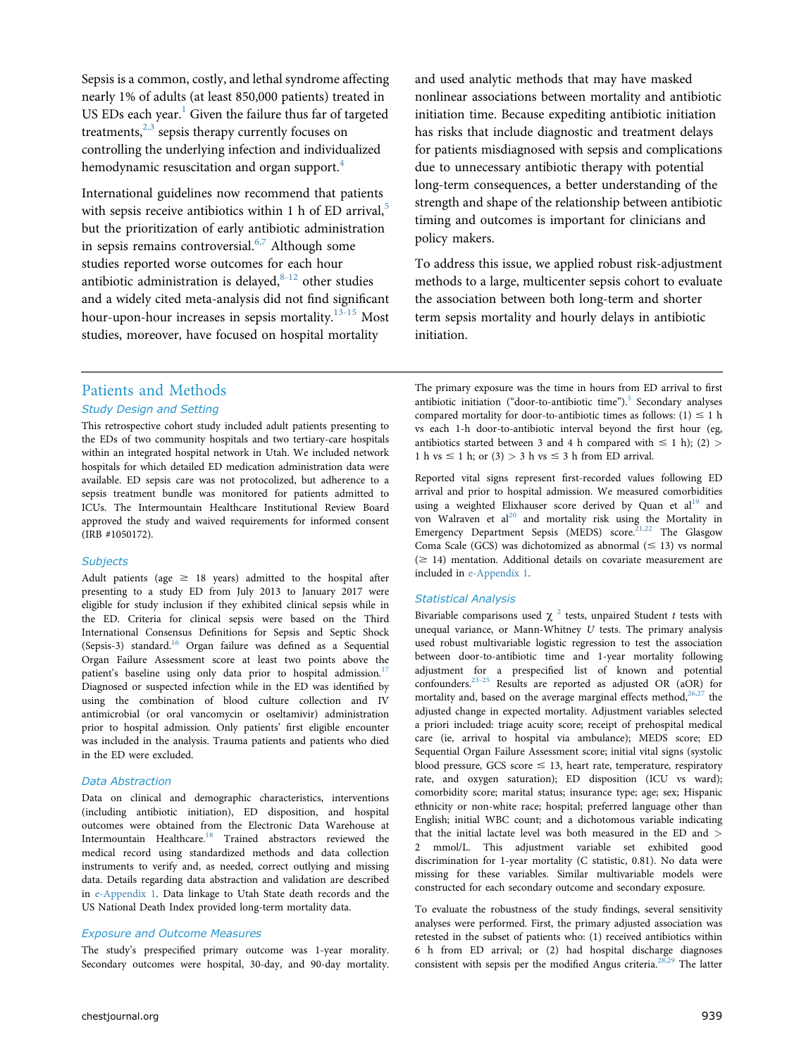Sepsis is a common, costly, and lethal syndrome affecting nearly 1% of adults (at least 850,000 patients) treated in US EDs each year.[1] Given the failure thus far of targeted treatments,[2,3] sepsis therapy currently focuses on controlling the underlying infection and individualized hemodynamic resuscitation and organ support.[4]

International guidelines now recommend that patients with sepsis receive antibiotics within 1 h of ED arrival,[5] but the prioritization of early antibiotic administration in sepsis remains controversial.[6,7] Although some studies reported worse outcomes for each hour antibiotic administration is delayed,[8-12] other studies and a widely cited meta-analysis did not find significant hour-upon-hour increases in sepsis mortality.[13-15] Most studies, moreover, have focused on hospital mortality and used analytic methods that may have masked nonlinear associations between mortality and antibiotic initiation time. Because expediting antibiotic initiation has risks that include diagnostic and treatment delays for patients misdiagnosed with sepsis and complications due to unnecessary antibiotic therapy with potential long-term consequences, a better understanding of the strength and shape of the relationship between antibiotic timing and outcomes is important for clinicians and policy makers.

To address this issue, we applied robust risk-adjustment methods to a large, multicenter sepsis cohort to evaluate the association between both long-term and shorter term sepsis mortality and hourly delays in antibiotic initiation.

## Patients and Methods

### Study Design and Setting

This retrospective cohort study included adult patients presenting to the EDs of two community hospitals and two tertiary-care hospitals within an integrated hospital network in Utah. We included network hospitals for which detailed ED medication administration data were available. ED sepsis care was not protocolized, but adherence to a sepsis treatment bundle was monitored for patients admitted to ICUs. The Intermountain Healthcare Institutional Review Board approved the study and waived requirements for informed consent (IRB #1050172).

### Subjects

Adult patients (age ≥ 18 years) admitted to the hospital after presenting to a study ED from July 2013 to January 2017 were eligible for study inclusion if they exhibited clinical sepsis while in the ED. Criteria for clinical sepsis were based on the Third International Consensus Definitions for Sepsis and Septic Shock (Sepsis-3) standard.[16] Organ failure was defined as a Sequential Organ Failure Assessment score at least two points above the patient's baseline using only data prior to hospital admission.[17] Diagnosed or suspected infection while in the ED was identified by using the combination of blood culture collection and IV antimicrobial (or oral vancomycin or oseltamivir) administration prior to hospital admission. Only patients' first eligible encounter was included in the analysis. Trauma patients and patients who died in the ED were excluded.

### Data Abstraction

Data on clinical and demographic characteristics, interventions (including antibiotic initiation), ED disposition, and hospital outcomes were obtained from the Electronic Data Warehouse at Intermountain Healthcare.[18] Trained abstractors reviewed the medical record using standardized methods and data collection instruments to verify and, as needed, correct outlying and missing data. Details regarding data abstraction and validation are described in e-Appendix 1. Data linkage to Utah State death records and the US National Death Index provided long-term mortality data.

### Exposure and Outcome Measures

The study's prespecified primary outcome was 1-year morality. Secondary outcomes were hospital, 30-day, and 90-day mortality. The primary exposure was the time in hours from ED arrival to first antibiotic initiation ("door-to-antibiotic time").[5] Secondary analyses compared mortality for door-to-antibiotic times as follows: (1) ≤ 1 h vs each 1-h door-to-antibiotic interval beyond the first hour (eg, antibiotics started between 3 and 4 h compared with ≤ 1 h); (2) > 1 h vs ≤ 1 h; or (3) > 3 h vs ≤ 3 h from ED arrival.

Reported vital signs represent first-recorded values following ED arrival and prior to hospital admission. We measured comorbidities using a weighted Elixhauser score derived by Quan et al[19] and von Walraven et al[20] and mortality risk using the Mortality in Emergency Department Sepsis (MEDS) score.[21,22] The Glasgow Coma Scale (GCS) was dichotomized as abnormal (≤ 13) vs normal (≥ 14) mentation. Additional details on covariate measurement are included in e-Appendix 1.

### Statistical Analysis

Bivariable comparisons used $\chi^2$ tests, unpaired Student *t* tests with unequal variance, or Mann-Whitney *U* tests. The primary analysis used robust multivariable logistic regression to test the association between door-to-antibiotic time and 1-year mortality following adjustment for a prespecified list of known and potential confounders.[23-25] Results are reported as adjusted OR (aOR) for mortality and, based on the average marginal effects method,[26,27] the adjusted change in expected mortality. Adjustment variables selected a priori included: triage acuity score; receipt of prehospital medical care (ie, arrival to hospital via ambulance); MEDS score; ED Sequential Organ Failure Assessment score; initial vital signs (systolic blood pressure, GCS score ≤ 13, heart rate, temperature, respiratory rate, and oxygen saturation); ED disposition (ICU vs ward); comorbidity score; marital status; insurance type; age; sex; Hispanic ethnicity or non-white race; hospital; preferred language other than English; initial WBC count; and a dichotomous variable indicating that the initial lactate level was both measured in the ED and > 2 mmol/L. This adjustment variable set exhibited good discrimination for 1-year mortality (C statistic, 0.81). No data were missing for these variables. Similar multivariable models were constructed for each secondary outcome and secondary exposure.

To evaluate the robustness of the study findings, several sensitivity analyses were performed. First, the primary adjusted association was retested in the subset of patients who: (1) received antibiotics within 6 h from ED arrival; or (2) had hospital discharge diagnoses consistent with sepsis per the modified Angus criteria.[28,29] The latter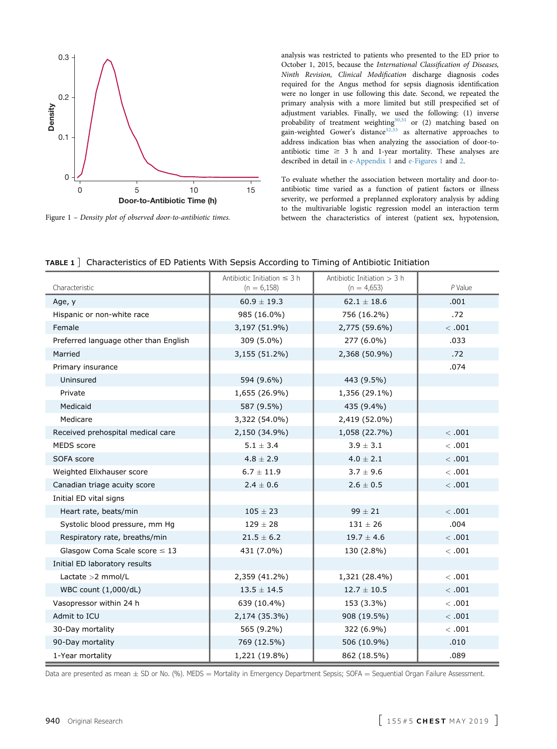Figure 1 – *Density plot of observed door-to-antibiotic times.*

analysis was restricted to patients who presented to the ED prior to October 1, 2015, because the *International Classification of Diseases, Ninth Revision, Clinical Modification* discharge diagnosis codes required for the Angus method for sepsis diagnosis identification were no longer in use following this date. Second, we repeated the primary analysis with a more limited but still prespecified set of adjustment variables. Finally, we used the following: (1) inverse probability of treatment weighting[30,31] or (2) matching based on gain-weighted Gower's distance[32,33] as alternative approaches to address indication bias when analyzing the association of door-to-antibiotic time ≥ 3 h and 1-year mortality. These analyses are described in detail in e-Appendix 1 and e-Figures 1 and 2.

To evaluate whether the association between mortality and door-to-antibiotic time varied as a function of patient factors or illness severity, we performed a preplanned exploratory analysis by adding to the multivariable logistic regression model an interaction term between the characteristics of interest (patient sex, hypotension,

**TABLE 1** ] Characteristics of ED Patients With Sepsis According to Timing of Antibiotic Initiation

| Characteristic | Antibiotic Initiation ≤ 3 h (n = 6,158) | Antibiotic Initiation > 3 h (n = 4,653) | *P* Value |
|---|---|---|---|
| Age, y | 60.9 ± 19.3 | 62.1 ± 18.6 | .001 |
| Hispanic or non-white race | 985 (16.0%) | 756 (16.2%) | .72 |
| Female | 3,197 (51.9%) | 2,775 (59.6%) | < .001 |
| Preferred language other than English | 309 (5.0%) | 277 (6.0%) | .033 |
| Married | 3,155 (51.2%) | 2,368 (50.9%) | .72 |
| Primary insurance | | | .074 |
| Uninsured | 594 (9.6%) | 443 (9.5%) | |
| Private | 1,655 (26.9%) | 1,356 (29.1%) | |
| Medicaid | 587 (9.5%) | 435 (9.4%) | |
| Medicare | 3,322 (54.0%) | 2,419 (52.0%) | |
| Received prehospital medical care | 2,150 (34.9%) | 1,058 (22.7%) | < .001 |
| MEDS score | 5.1 ± 3.4 | 3.9 ± 3.1 | < .001 |
| SOFA score | 4.8 ± 2.9 | 4.0 ± 2.1 | < .001 |
| Weighted Elixhauser score | 6.7 ± 11.9 | 3.7 ± 9.6 | < .001 |
| Canadian triage acuity score | 2.4 ± 0.6 | 2.6 ± 0.5 | < .001 |
| Initial ED vital signs | | | |
| Heart rate, beats/min | 105 ± 23 | 99 ± 21 | < .001 |
| Systolic blood pressure, mm Hg | 129 ± 28 | 131 ± 26 | .004 |
| Respiratory rate, breaths/min | 21.5 ± 6.2 | 19.7 ± 4.6 | < .001 |
| Glasgow Coma Scale score ≤ 13 | 431 (7.0%) | 130 (2.8%) | < .001 |
| Initial ED laboratory results | | | |
| Lactate >2 mmol/L | 2,359 (41.2%) | 1,321 (28.4%) | < .001 |
| WBC count (1,000/dL) | 13.5 ± 14.5 | 12.7 ± 10.5 | < .001 |
| Vasopressor within 24 h | 639 (10.4%) | 153 (3.3%) | < .001 |
| Admit to ICU | 2,174 (35.3%) | 908 (19.5%) | < .001 |
| 30-Day mortality | 565 (9.2%) | 322 (6.9%) | < .001 |
| 90-Day mortality | 769 (12.5%) | 506 (10.9%) | .010 |
| 1-Year mortality | 1,221 (19.8%) | 862 (18.5%) | .089 |

Data are presented as mean ± SD or No. (%). MEDS = Mortality in Emergency Department Sepsis; SOFA = Sequential Organ Failure Assessment.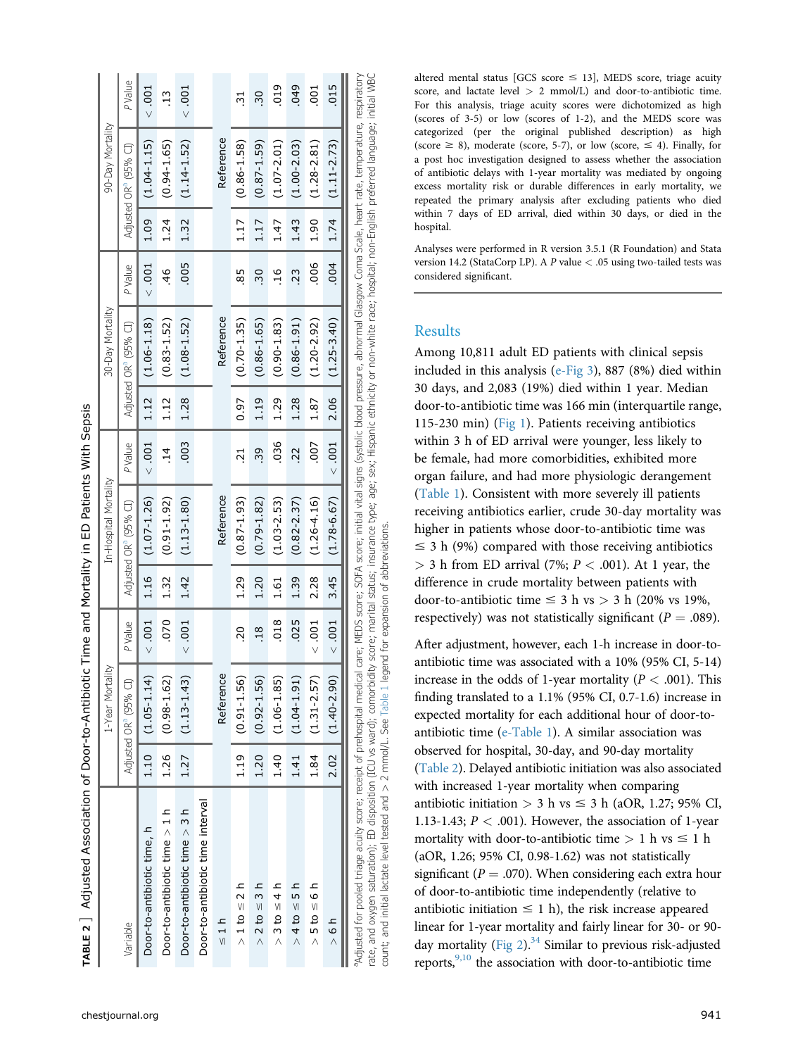**TABLE 2** ] Adjusted Association of Door-to-Antibiotic Time and Mortality in ED Patients With Sepsis

| Variable | 1-Year Mortality | | In-Hospital Mortality | | 30-Day Mortality | | 90-Day Mortality | |
|---|---|---|---|---|---|---|---|---|
| | Adjusted OR[a] (95% CI) | P Value | Adjusted OR[a] (95% CI) | P Value | Adjusted OR[a] (95% CI) | P Value | Adjusted OR[a] (95% CI) | P Value |
| Door-to-antibiotic time, h | 1.10 (1.05-1.14) | < .001 | 1.16 (1.07-1.26) | < .001 | 1.12 (1.06-1.18) | < .001 | 1.09 (1.04-1.15) | < .001 |
| Door-to-antibiotic time > 1 h | 1.26 (0.98-1.62) | .070 | 1.32 (0.91-1.92) | .14 | 1.12 (0.83-1.52) | .46 | 1.24 (0.94-1.65) | .13 |
| Door-to-antibiotic time > 3 h | 1.27 (1.13-1.43) | < .001 | 1.42 (1.13-1.80) | .003 | 1.28 (1.08-1.52) | .005 | 1.32 (1.14-1.52) | < .001 |
| Door-to-antibiotic time interval | | | | | | | | |
| ≤ 1 h | Reference | | Reference | | Reference | | Reference | |
| > 1 to ≤ 2 h | 1.19 (0.91-1.56) | .20 | 1.29 (0.87-1.93) | .21 | 0.97 (0.70-1.35) | .85 | 1.17 (0.86-1.58) | .31 |
| > 2 to ≤ 3 h | 1.20 (0.92-1.56) | .18 | 1.20 (0.79-1.82) | .39 | 1.19 (0.86-1.65) | .30 | 1.17 (0.87-1.59) | .30 |
| > 3 to ≤ 4 h | 1.40 (1.06-1.85) | .018 | 1.61 (1.03-2.53) | .036 | 1.29 (0.90-1.83) | .16 | 1.47 (1.07-2.01) | .019 |
| > 4 to ≤ 5 h | 1.41 (1.04-1.91) | .025 | 1.39 (0.82-2.37) | .22 | 1.28 (0.86-1.91) | .23 | 1.43 (1.00-2.03) | .049 |
| > 5 to ≤ 6 h | 1.84 (1.31-2.57) | < .001 | 2.28 (1.26-4.16) | .007 | 1.87 (1.20-2.92) | .006 | 1.90 (1.28-2.81) | .001 |
| > 6 h | 2.02 (1.40-2.90) | < .001 | 3.45 (1.78-6.67) | < .001 | 2.06 (1.25-3.40) | .004 | 1.74 (1.11-2.73) | .015 |

[a]Adjusted for pooled triage acuity score; receipt of prehospital medical care; MEDS score; SOFA score; initial vital signs (systolic blood pressure, abnormal Glasgow Coma Scale, heart rate, temperature, respiratory rate, and oxygen saturation); ED disposition (ICU vs ward); comorbidity score; marital status; insurance type; age; sex; Hispanic ethnicity or non-white race; hospital; non-English preferred language; initial WBC count; and initial lactate level tested and > 2 mmol/L. See Table 1 legend for expansion of abbreviations.

altered mental status [GCS score ≤ 13], MEDS score, triage acuity score, and lactate level > 2 mmol/L) and door-to-antibiotic time. For this analysis, triage acuity scores were dichotomized as high (scores of 3-5) or low (scores of 1-2), and the MEDS score was categorized (per the original published description) as high (score ≥ 8), moderate (score, 5-7), or low (score, ≤ 4). Finally, for a post hoc investigation designed to assess whether the association of antibiotic delays with 1-year mortality was mediated by ongoing excess mortality risk or durable differences in early mortality, we repeated the primary analysis after excluding patients who died within 7 days of ED arrival, died within 30 days, or died in the hospital.

Analyses were performed in R version 3.5.1 (R Foundation) and Stata version 14.2 (StataCorp LP). A $P$ value < .05 using two-tailed tests was considered significant.

## Results

Among 10,811 adult ED patients with clinical sepsis included in this analysis (e-Fig 3), 887 (8%) died within 30 days, and 2,083 (19%) died within 1 year. Median door-to-antibiotic time was 166 min (interquartile range, 115-230 min) (Fig 1). Patients receiving antibiotics within 3 h of ED arrival were younger, less likely to be female, had more comorbidities, exhibited more organ failure, and had more physiologic derangement (Table 1). Consistent with more severely ill patients receiving antibiotics earlier, crude 30-day mortality was higher in patients whose door-to-antibiotic time was ≤ 3 h (9%) compared with those receiving antibiotics > 3 h from ED arrival (7%; $P$ < .001). At 1 year, the difference in crude mortality between patients with door-to-antibiotic time ≤ 3 h vs > 3 h (20% vs 19%, respectively) was not statistically significant ($P$ = .089).

After adjustment, however, each 1-h increase in door-to-antibiotic time was associated with a 10% (95% CI, 5-14) increase in the odds of 1-year mortality ($P$ < .001). This finding translated to a 1.1% (95% CI, 0.7-1.6) increase in expected mortality for each additional hour of door-to-antibiotic time (e-Table 1). A similar association was observed for hospital, 30-day, and 90-day mortality (Table 2). Delayed antibiotic initiation was also associated with increased 1-year mortality when comparing antibiotic initiation > 3 h vs ≤ 3 h (aOR, 1.27; 95% CI, 1.13-1.43; $P$ < .001). However, the association of 1-year mortality with door-to-antibiotic time > 1 h vs ≤ 1 h (aOR, 1.26; 95% CI, 0.98-1.62) was not statistically significant ($P$ = .070). When considering each extra hour of door-to-antibiotic time independently (relative to antibiotic initiation ≤ 1 h), the risk increase appeared linear for 1-year mortality and fairly linear for 30- or 90-day mortality (Fig 2).[34] Similar to previous risk-adjusted reports,[9,10] the association with door-to-antibiotic time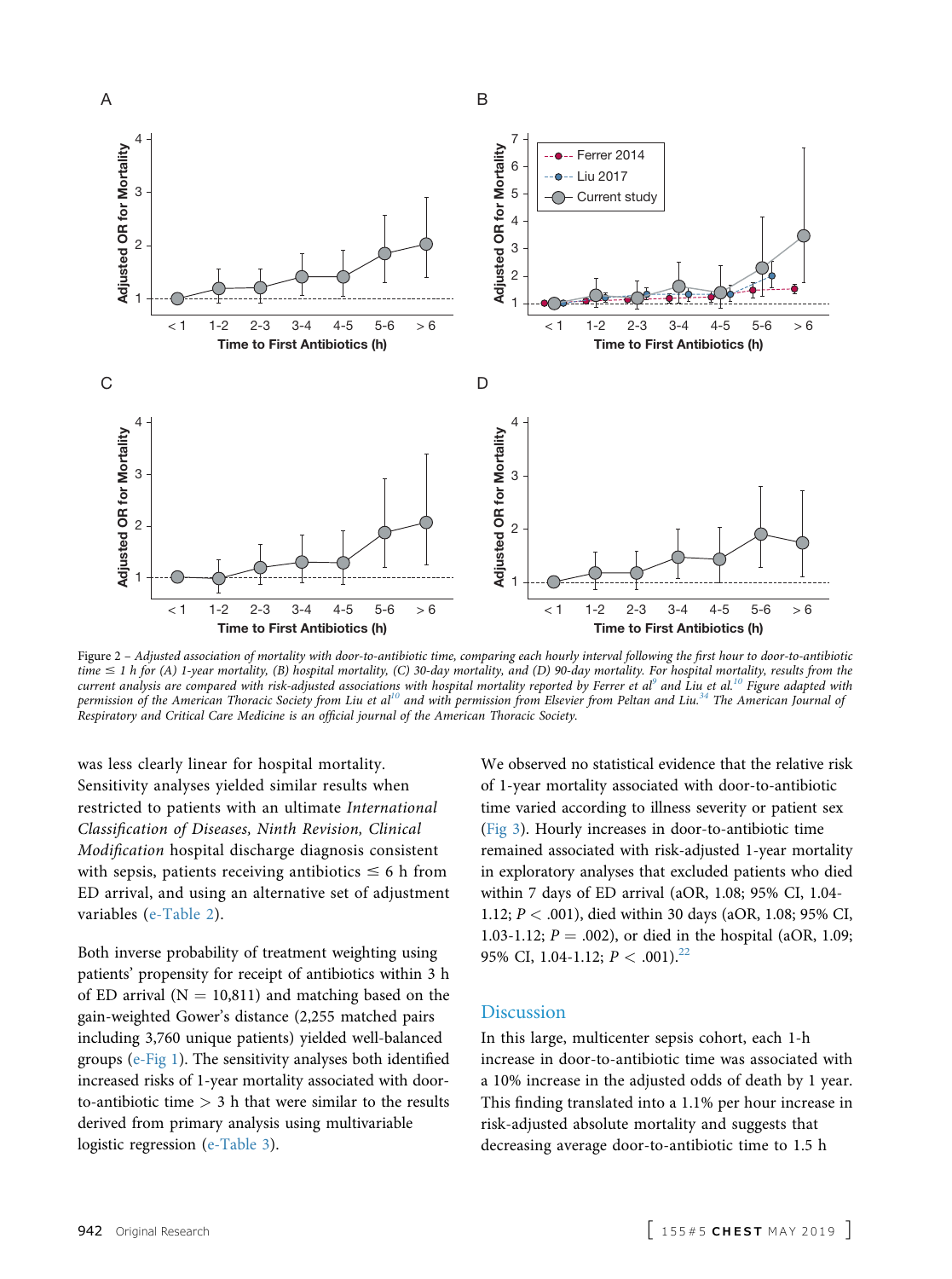Figure 2 – *Adjusted association of mortality with door-to-antibiotic time, comparing each hourly interval following the first hour to door-to-antibiotic time ≤ 1 h for (A) 1-year mortality, (B) hospital mortality, (C) 30-day mortality, and (D) 90-day mortality. For hospital mortality, results from the current analysis are compared with risk-adjusted associations with hospital mortality reported by Ferrer et al*[9] *and Liu et al.*[10] *Figure adapted with permission of the American Thoracic Society from Liu et al*[10] *and with permission from Elsevier from Peltan and Liu.*[34] *The American Journal of Respiratory and Critical Care Medicine is an official journal of the American Thoracic Society.*

was less clearly linear for hospital mortality. Sensitivity analyses yielded similar results when restricted to patients with an ultimate *International Classification of Diseases, Ninth Revision, Clinical Modification* hospital discharge diagnosis consistent with sepsis, patients receiving antibiotics ≤ 6 h from ED arrival, and using an alternative set of adjustment variables (e-Table 2).

Both inverse probability of treatment weighting using patients' propensity for receipt of antibiotics within 3 h of ED arrival (N = 10,811) and matching based on the gain-weighted Gower's distance (2,255 matched pairs including 3,760 unique patients) yielded well-balanced groups (e-Fig 1). The sensitivity analyses both identified increased risks of 1-year mortality associated with door-to-antibiotic time > 3 h that were similar to the results derived from primary analysis using multivariable logistic regression (e-Table 3).

We observed no statistical evidence that the relative risk of 1-year mortality associated with door-to-antibiotic time varied according to illness severity or patient sex (Fig 3). Hourly increases in door-to-antibiotic time remained associated with risk-adjusted 1-year mortality in exploratory analyses that excluded patients who died within 7 days of ED arrival (aOR, 1.08; 95% CI, 1.04-1.12; $P < .001$), died within 30 days (aOR, 1.08; 95% CI, 1.03-1.12; $P = .002$), or died in the hospital (aOR, 1.09; 95% CI, 1.04-1.12; $P < .001$).[22]

## Discussion

In this large, multicenter sepsis cohort, each 1-h increase in door-to-antibiotic time was associated with a 10% increase in the adjusted odds of death by 1 year. This finding translated into a 1.1% per hour increase in risk-adjusted absolute mortality and suggests that decreasing average door-to-antibiotic time to 1.5 h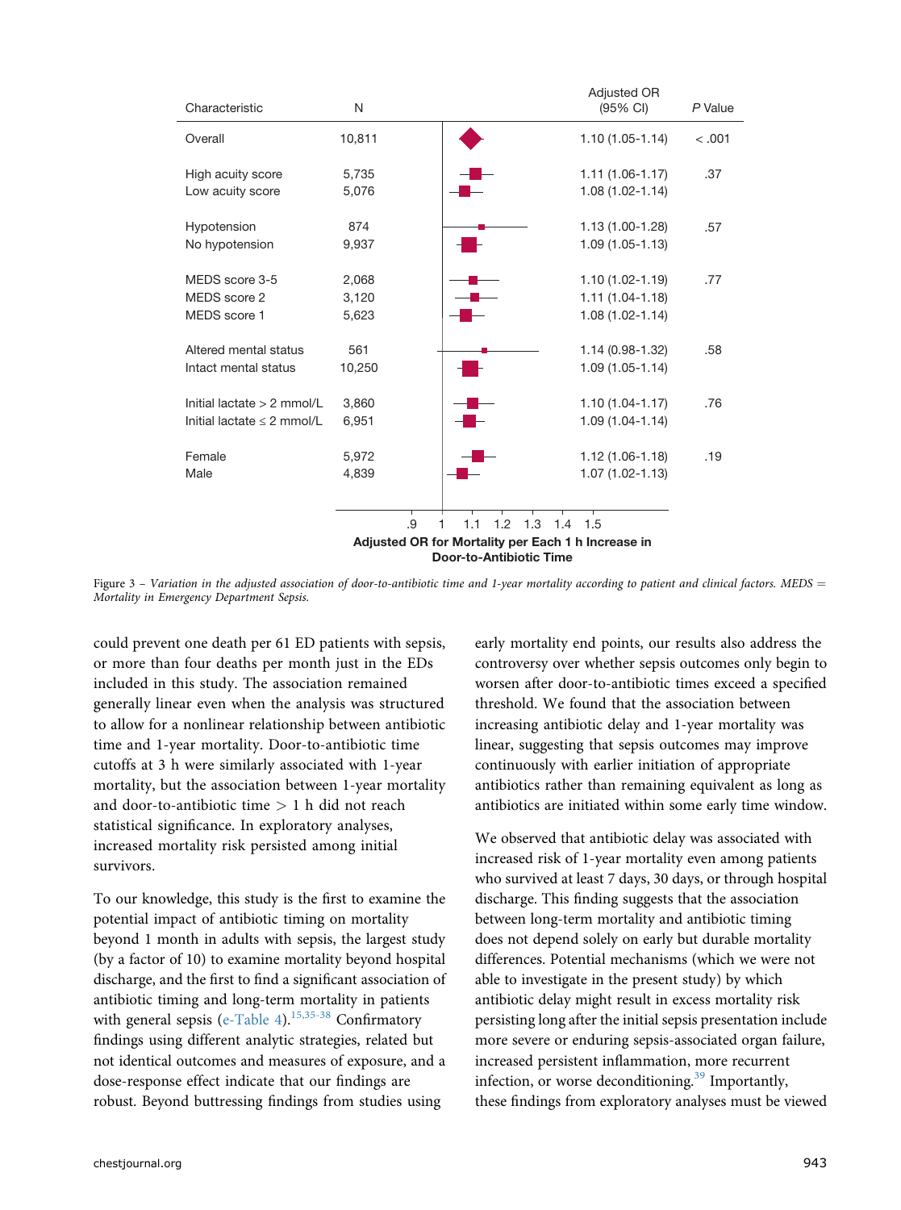| Characteristic | N | Adjusted OR (95% CI) | P Value |
|---|---|---|---|
| Overall | 10,811 | 1.10 (1.05-1.14) | < .001 |
| High acuity score | 5,735 | 1.11 (1.06-1.17) | .37 |
| Low acuity score | 5,076 | 1.08 (1.02-1.14) | |
| Hypotension | 874 | 1.13 (1.00-1.28) | .57 |
| No hypotension | 9,937 | 1.09 (1.05-1.13) | |
| MEDS score 3-5 | 2,068 | 1.10 (1.02-1.19) | .77 |
| MEDS score 2 | 3,120 | 1.11 (1.04-1.18) | |
| MEDS score 1 | 5,623 | 1.08 (1.02-1.14) | |
| Altered mental status | 561 | 1.14 (0.98-1.32) | .58 |
| Intact mental status | 10,250 | 1.09 (1.05-1.14) | |
| Initial lactate > 2 mmol/L | 3,860 | 1.10 (1.04-1.17) | .76 |
| Initial lactate ≤ 2 mmol/L | 6,951 | 1.09 (1.04-1.14) | |
| Female | 5,972 | 1.12 (1.06-1.18) | .19 |
| Male | 4,839 | 1.07 (1.02-1.13) | |

Adjusted OR for Mortality per Each 1 h Increase in Door-to-Antibiotic Time

Figure 3 – *Variation in the adjusted association of door-to-antibiotic time and 1-year mortality according to patient and clinical factors. MEDS = Mortality in Emergency Department Sepsis.*

could prevent one death per 61 ED patients with sepsis, or more than four deaths per month just in the EDs included in this study. The association remained generally linear even when the analysis was structured to allow for a nonlinear relationship between antibiotic time and 1-year mortality. Door-to-antibiotic time cutoffs at 3 h were similarly associated with 1-year mortality, but the association between 1-year mortality and door-to-antibiotic time > 1 h did not reach statistical significance. In exploratory analyses, increased mortality risk persisted among initial survivors.

To our knowledge, this study is the first to examine the potential impact of antibiotic timing on mortality beyond 1 month in adults with sepsis, the largest study (by a factor of 10) to examine mortality beyond hospital discharge, and the first to find a significant association of antibiotic timing and long-term mortality in patients with general sepsis (e-Table 4).[15,35-38] Confirmatory findings using different analytic strategies, related but not identical outcomes and measures of exposure, and a dose-response effect indicate that our findings are robust. Beyond buttressing findings from studies using early mortality end points, our results also address the controversy over whether sepsis outcomes only begin to worsen after door-to-antibiotic times exceed a specified threshold. We found that the association between increasing antibiotic delay and 1-year mortality was linear, suggesting that sepsis outcomes may improve continuously with earlier initiation of appropriate antibiotics rather than remaining equivalent as long as antibiotics are initiated within some early time window.

We observed that antibiotic delay was associated with increased risk of 1-year mortality even among patients who survived at least 7 days, 30 days, or through hospital discharge. This finding suggests that the association between long-term mortality and antibiotic timing does not depend solely on early but durable mortality differences. Potential mechanisms (which we were not able to investigate in the present study) by which antibiotic delay might result in excess mortality risk persisting long after the initial sepsis presentation include more severe or enduring sepsis-associated organ failure, increased persistent inflammation, more recurrent infection, or worse deconditioning.[39] Importantly, these findings from exploratory analyses must be viewed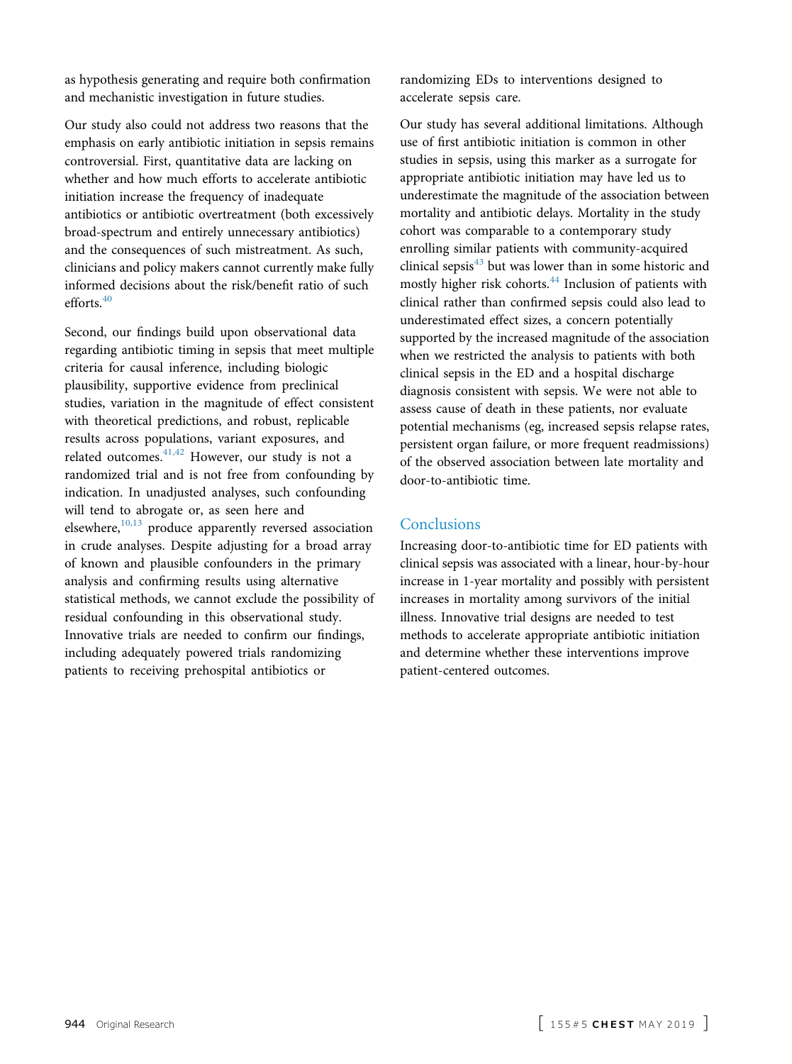as hypothesis generating and require both confirmation and mechanistic investigation in future studies.

Our study also could not address two reasons that the emphasis on early antibiotic initiation in sepsis remains controversial. First, quantitative data are lacking on whether and how much efforts to accelerate antibiotic initiation increase the frequency of inadequate antibiotics or antibiotic overtreatment (both excessively broad-spectrum and entirely unnecessary antibiotics) and the consequences of such mistreatment. As such, clinicians and policy makers cannot currently make fully informed decisions about the risk/benefit ratio of such efforts.[40]

Second, our findings build upon observational data regarding antibiotic timing in sepsis that meet multiple criteria for causal inference, including biologic plausibility, supportive evidence from preclinical studies, variation in the magnitude of effect consistent with theoretical predictions, and robust, replicable results across populations, variant exposures, and related outcomes.[41,42] However, our study is not a randomized trial and is not free from confounding by indication. In unadjusted analyses, such confounding will tend to abrogate or, as seen here and elsewhere,[10,13] produce apparently reversed association in crude analyses. Despite adjusting for a broad array of known and plausible confounders in the primary analysis and confirming results using alternative statistical methods, we cannot exclude the possibility of residual confounding in this observational study. Innovative trials are needed to confirm our findings, including adequately powered trials randomizing patients to receiving prehospital antibiotics or randomizing EDs to interventions designed to accelerate sepsis care.

Our study has several additional limitations. Although use of first antibiotic initiation is common in other studies in sepsis, using this marker as a surrogate for appropriate antibiotic initiation may have led us to underestimate the magnitude of the association between mortality and antibiotic delays. Mortality in the study cohort was comparable to a contemporary study enrolling similar patients with community-acquired clinical sepsis[43] but was lower than in some historic and mostly higher risk cohorts.[44] Inclusion of patients with clinical rather than confirmed sepsis could also lead to underestimated effect sizes, a concern potentially supported by the increased magnitude of the association when we restricted the analysis to patients with both clinical sepsis in the ED and a hospital discharge diagnosis consistent with sepsis. We were not able to assess cause of death in these patients, nor evaluate potential mechanisms (eg, increased sepsis relapse rates, persistent organ failure, or more frequent readmissions) of the observed association between late mortality and door-to-antibiotic time.

## Conclusions

Increasing door-to-antibiotic time for ED patients with clinical sepsis was associated with a linear, hour-by-hour increase in 1-year mortality and possibly with persistent increases in mortality among survivors of the initial illness. Innovative trial designs are needed to test methods to accelerate appropriate antibiotic initiation and determine whether these interventions improve patient-centered outcomes.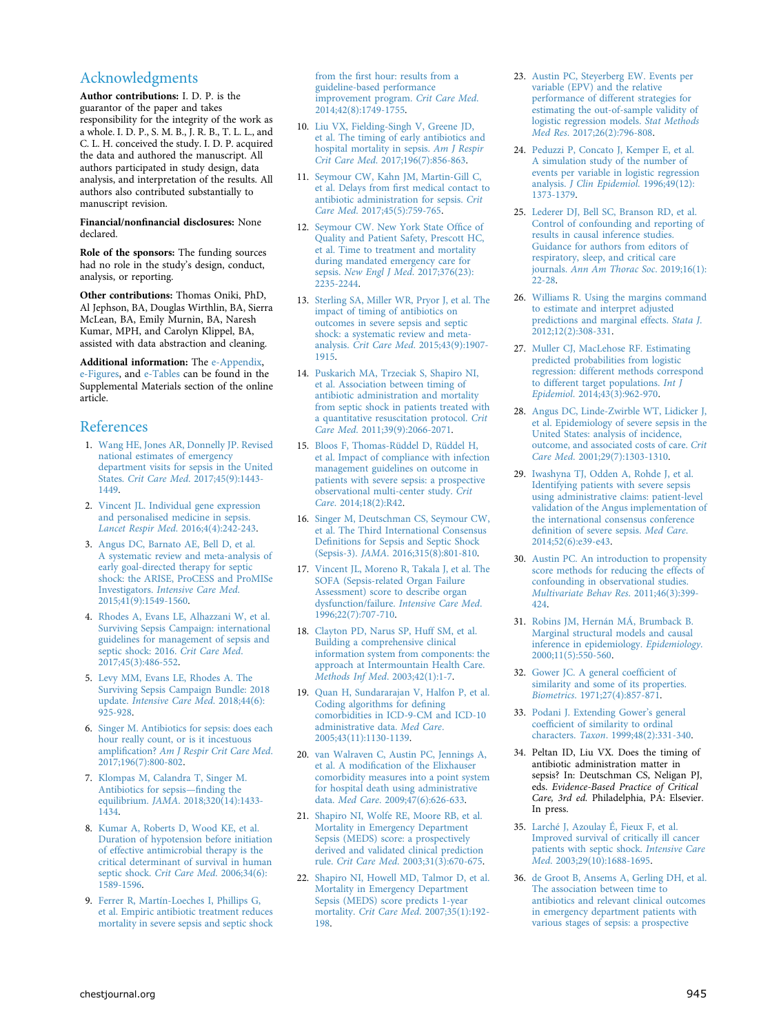## Acknowledgments

**Author contributions:** I. D. P. is the guarantor of the paper and takes responsibility for the integrity of the work as a whole. I. D. P., S. M. B., J. R. B., T. L. L., and C. L. H. conceived the study. I. D. P. acquired the data and authored the manuscript. All authors participated in study design, data analysis, and interpretation of the results. All authors also contributed substantially to manuscript revision.

**Financial/nonfinancial disclosures:** None declared.

**Role of the sponsors:** The funding sources had no role in the study's design, conduct, analysis, or reporting.

**Other contributions:** Thomas Oniki, PhD, Al Jephson, BA, Douglas Wirthlin, BA, Sierra McLean, BA, Emily Murnin, BA, Naresh Kumar, MPH, and Carolyn Klippel, BA, assisted with data abstraction and cleaning.

**Additional information:** The e-Appendix, e-Figures, and e-Tables can be found in the Supplemental Materials section of the online article.

## References

1. Wang HE, Jones AR, Donnelly JP. Revised national estimates of emergency department visits for sepsis in the United States. *Crit Care Med*. 2017;45(9):1443-1449.
2. Vincent JL. Individual gene expression and personalised medicine in sepsis. *Lancet Respir Med*. 2016;4(4):242-243.
3. Angus DC, Barnato AE, Bell D, et al. A systematic review and meta-analysis of early goal-directed therapy for septic shock: the ARISE, ProCESS and ProMISe Investigators. *Intensive Care Med*. 2015;41(9):1549-1560.
4. Rhodes A, Evans LE, Alhazzani W, et al. Surviving Sepsis Campaign: international guidelines for management of sepsis and septic shock: 2016. *Crit Care Med*. 2017;45(3):486-552.
5. Levy MM, Evans LE, Rhodes A. The Surviving Sepsis Campaign Bundle: 2018 update. *Intensive Care Med*. 2018;44(6):925-928.
6. Singer M. Antibiotics for sepsis: does each hour really count, or is it incestuous amplification? *Am J Respir Crit Care Med*. 2017;196(7):800-802.
7. Klompas M, Calandra T, Singer M. Antibiotics for sepsis—finding the equilibrium. *JAMA*. 2018;320(14):1433-1434.
8. Kumar A, Roberts D, Wood KE, et al. Duration of hypotension before initiation of effective antimicrobial therapy is the critical determinant of survival in human septic shock. *Crit Care Med*. 2006;34(6):1589-1596.
9. Ferrer R, Martin-Loeches I, Phillips G, et al. Empiric antibiotic treatment reduces mortality in severe sepsis and septic shock from the first hour: results from a guideline-based performance improvement program. *Crit Care Med*. 2014;42(8):1749-1755.
10. Liu VX, Fielding-Singh V, Greene JD, et al. The timing of early antibiotics and hospital mortality in sepsis. *Am J Respir Crit Care Med*. 2017;196(7):856-863.
11. Seymour CW, Kahn JM, Martin-Gill C, et al. Delays from first medical contact to antibiotic administration for sepsis. *Crit Care Med*. 2017;45(5):759-765.
12. Seymour CW. New York State Office of Quality and Patient Safety, Prescott HC, et al. Time to treatment and mortality during mandated emergency care for sepsis. *New Engl J Med*. 2017;376(23):2235-2244.
13. Sterling SA, Miller WR, Pryor J, et al. The impact of timing of antibiotics on outcomes in severe sepsis and septic shock: a systematic review and meta-analysis. *Crit Care Med*. 2015;43(9):1907-1915.
14. Puskarich MA, Trzeciak S, Shapiro NI, et al. Association between timing of antibiotic administration and mortality from septic shock in patients treated with a quantitative resuscitation protocol. *Crit Care Med*. 2011;39(9):2066-2071.
15. Bloos F, Thomas-Rüddel D, Rüddel H, et al. Impact of compliance with infection management guidelines on outcome in patients with severe sepsis: a prospective observational multi-center study. *Crit Care*. 2014;18(2):R42.
16. Singer M, Deutschman CS, Seymour CW, et al. The Third International Consensus Definitions for Sepsis and Septic Shock (Sepsis-3). *JAMA*. 2016;315(8):801-810.
17. Vincent JL, Moreno R, Takala J, et al. The SOFA (Sepsis-related Organ Failure Assessment) score to describe organ dysfunction/failure. *Intensive Care Med*. 1996;22(7):707-710.
18. Clayton PD, Narus SP, Huff SM, et al. Building a comprehensive clinical information system from components: the approach at Intermountain Health Care. *Methods Inf Med*. 2003;42(1):1-7.
19. Quan H, Sundararajan V, Halfon P, et al. Coding algorithms for defining comorbidities in ICD-9-CM and ICD-10 administrative data. *Med Care*. 2005;43(11):1130-1139.
20. van Walraven C, Austin PC, Jennings A, et al. A modification of the Elixhauser comorbidity measures into a point system for hospital death using administrative data. *Med Care*. 2009;47(6):626-633.
21. Shapiro NI, Wolfe RE, Moore RB, et al. Mortality in Emergency Department Sepsis (MEDS) score: a prospectively derived and validated clinical prediction rule. *Crit Care Med*. 2003;31(3):670-675.
22. Shapiro NI, Howell MD, Talmor D, et al. Mortality in Emergency Department Sepsis (MEDS) score predicts 1-year mortality. *Crit Care Med*. 2007;35(1):192-198.
23. Austin PC, Steyerberg EW. Events per variable (EPV) and the relative performance of different strategies for estimating the out-of-sample validity of logistic regression models. *Stat Methods Med Res*. 2017;26(2):796-808.
24. Peduzzi P, Concato J, Kemper E, et al. A simulation study of the number of events per variable in logistic regression analysis. *J Clin Epidemiol*. 1996;49(12):1373-1379.
25. Lederer DJ, Bell SC, Branson RD, et al. Control of confounding and reporting of results in causal inference studies. Guidance for authors from editors of respiratory, sleep, and critical care journals. *Ann Am Thorac Soc*. 2019;16(1):22-28.
26. Williams R. Using the margins command to estimate and interpret adjusted predictions and marginal effects. *Stata J*. 2012;12(2):308-331.
27. Muller CJ, MacLehose RF. Estimating predicted probabilities from logistic regression: different methods correspond to different target populations. *Int J Epidemiol*. 2014;43(3):962-970.
28. Angus DC, Linde-Zwirble WT, Lidicker J, et al. Epidemiology of severe sepsis in the United States: analysis of incidence, outcome, and associated costs of care. *Crit Care Med*. 2001;29(7):1303-1310.
29. Iwashyna TJ, Odden A, Rohde J, et al. Identifying patients with severe sepsis using administrative claims: patient-level validation of the Angus implementation of the international consensus conference definition of severe sepsis. *Med Care*. 2014;52(6):e39-e43.
30. Austin PC. An introduction to propensity score methods for reducing the effects of confounding in observational studies. *Multivariate Behav Res*. 2011;46(3):399-424.
31. Robins JM, Hernán MÁ, Brumback B. Marginal structural models and causal inference in epidemiology. *Epidemiology*. 2000;11(5):550-560.
32. Gower JC. A general coefficient of similarity and some of its properties. *Biometrics*. 1971;27(4):857-871.
33. Podani J. Extending Gower's general coefficient of similarity to ordinal characters. *Taxon*. 1999;48(2):331-340.
34. Peltan ID, Liu VX. Does the timing of antibiotic administration matter in sepsis? In: Deutschman CS, Neligan PJ, eds. *Evidence-Based Practice of Critical Care, 3rd ed.* Philadelphia, PA: Elsevier. In press.
35. Larché J, Azoulay É, Fieux F, et al. Improved survival of critically ill cancer patients with septic shock. *Intensive Care Med*. 2003;29(10):1688-1695.
36. de Groot B, Ansems A, Gerling DH, et al. The association between time to antibiotics and relevant clinical outcomes in emergency department patients with various stages of sepsis: a prospective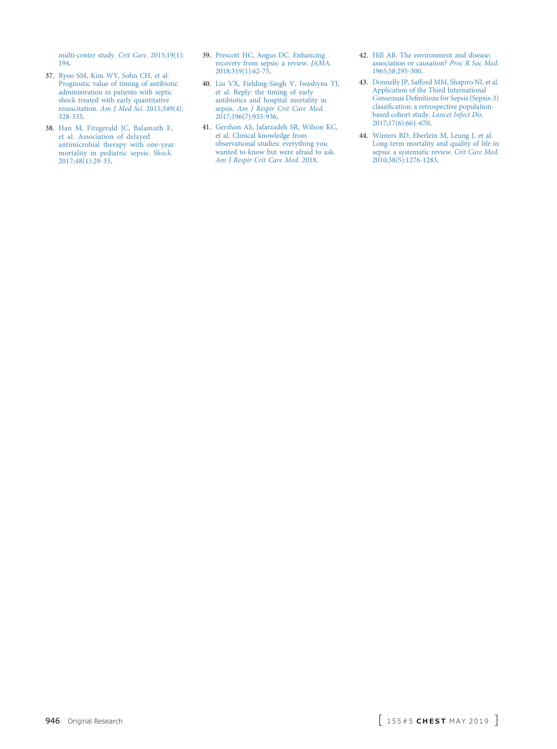multi-center study. *Crit Care*. 2015;19(1):194.

37. Ryoo SM, Kim WY, Sohn CH, et al. Prognostic value of timing of antibiotic administration in patients with septic shock treated with early quantitative resuscitation. *Am J Med Sci*. 2015;349(4):328-333.

38. Han M, Fitzgerald JC, Balamuth F, et al. Association of delayed antimicrobial therapy with one-year mortality in pediatric sepsis. *Shock*. 2017;48(1):29-35.

39. Prescott HC, Angus DC. Enhancing recovery from sepsis: a review. *JAMA*. 2018;319(1):62-75.

40. Liu VX, Fielding-Singh V, Iwashyna TJ, et al. Reply: the timing of early antibiotics and hospital mortality in sepsis. *Am J Respir Crit Care Med*. 2017;196(7):935-936.

41. Gershon AS, Jafarzadeh SR, Wilson KC, et al. Clinical knowledge from observational studies: everything you wanted to know but were afraid to ask. *Am J Respir Crit Care Med*. 2018.

42. Hill AB. The environment and disease: association or causation? *Proc R Soc Med*. 1965;58:295-300.

43. Donnelly JP, Safford MM, Shapiro NI, et al. Application of the Third International Consensus Definitions for Sepsis (Sepsis-3) classification: a retrospective population-based cohort study. *Lancet Infect Dis*. 2017;17(6):661-670.

44. Winters BD, Eberlein M, Leung J, et al. Long-term mortality and quality of life in sepsis: a systematic review. *Crit Care Med*. 2010;38(5):1276-1283.